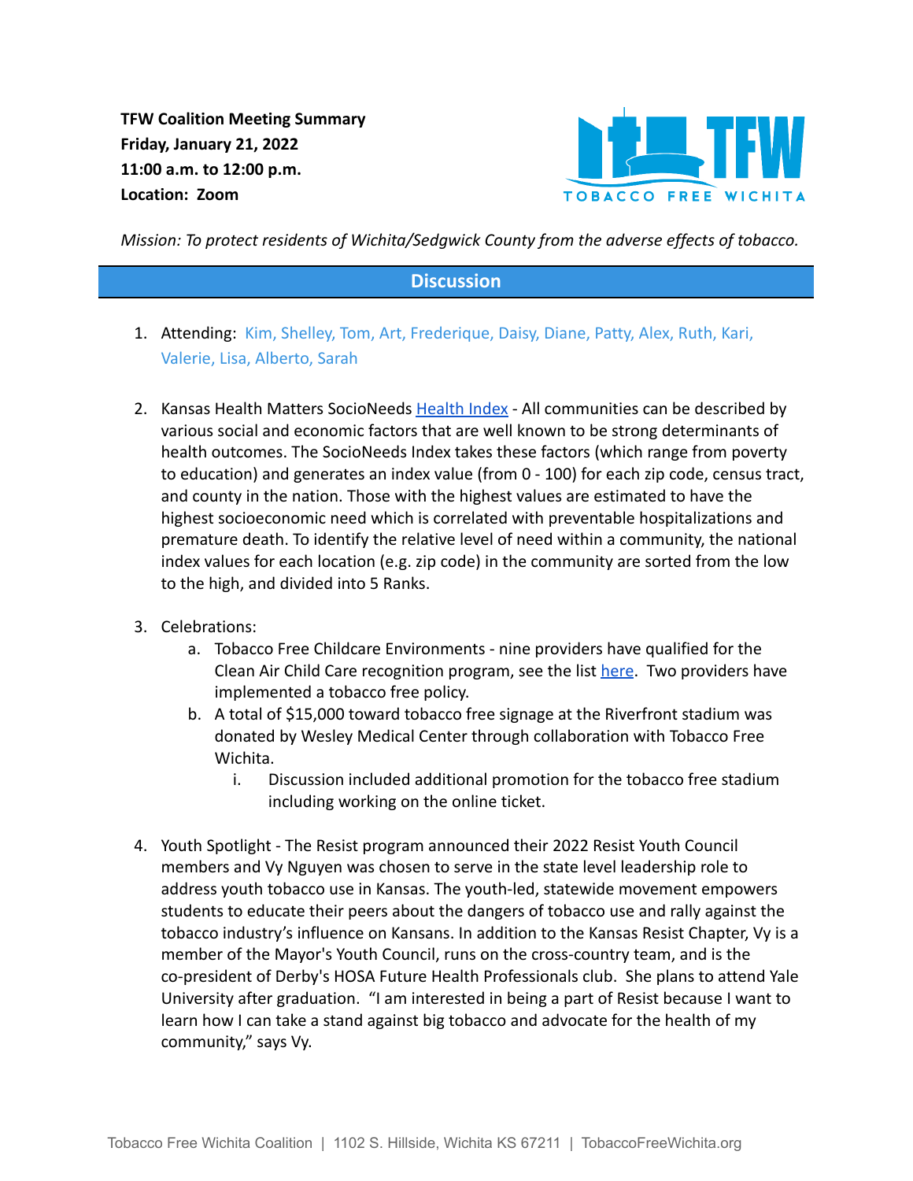**TFW Coalition Meeting Summary**
**Friday, January 21, 2022**
**11:00 a.m. to 12:00 p.m.**
**Location: Zoom**

TOBACCO FREE WICHITA

*Mission: To protect residents of Wichita/Sedgwick County from the adverse effects of tobacco.*

## Discussion

1. Attending: Kim, Shelley, Tom, Art, Frederique, Daisy, Diane, Patty, Alex, Ruth, Kari, Valerie, Lisa, Alberto, Sarah

2. Kansas Health Matters SocioNeeds Health Index - All communities can be described by various social and economic factors that are well known to be strong determinants of health outcomes. The SocioNeeds Index takes these factors (which range from poverty to education) and generates an index value (from 0 - 100) for each zip code, census tract, and county in the nation. Those with the highest values are estimated to have the highest socioeconomic need which is correlated with preventable hospitalizations and premature death. To identify the relative level of need within a community, the national index values for each location (e.g. zip code) in the community are sorted from the low to the high, and divided into 5 Ranks.

3. Celebrations:
   a. Tobacco Free Childcare Environments - nine providers have qualified for the Clean Air Child Care recognition program, see the list here. Two providers have implemented a tobacco free policy.
   b. A total of $15,000 toward tobacco free signage at the Riverfront stadium was donated by Wesley Medical Center through collaboration with Tobacco Free Wichita.
      i. Discussion included additional promotion for the tobacco free stadium including working on the online ticket.

4. Youth Spotlight - The Resist program announced their 2022 Resist Youth Council members and Vy Nguyen was chosen to serve in the state level leadership role to address youth tobacco use in Kansas. The youth-led, statewide movement empowers students to educate their peers about the dangers of tobacco use and rally against the tobacco industry's influence on Kansans. In addition to the Kansas Resist Chapter, Vy is a member of the Mayor's Youth Council, runs on the cross-country team, and is the co-president of Derby's HOSA Future Health Professionals club. She plans to attend Yale University after graduation. "I am interested in being a part of Resist because I want to learn how I can take a stand against big tobacco and advocate for the health of my community," says Vy.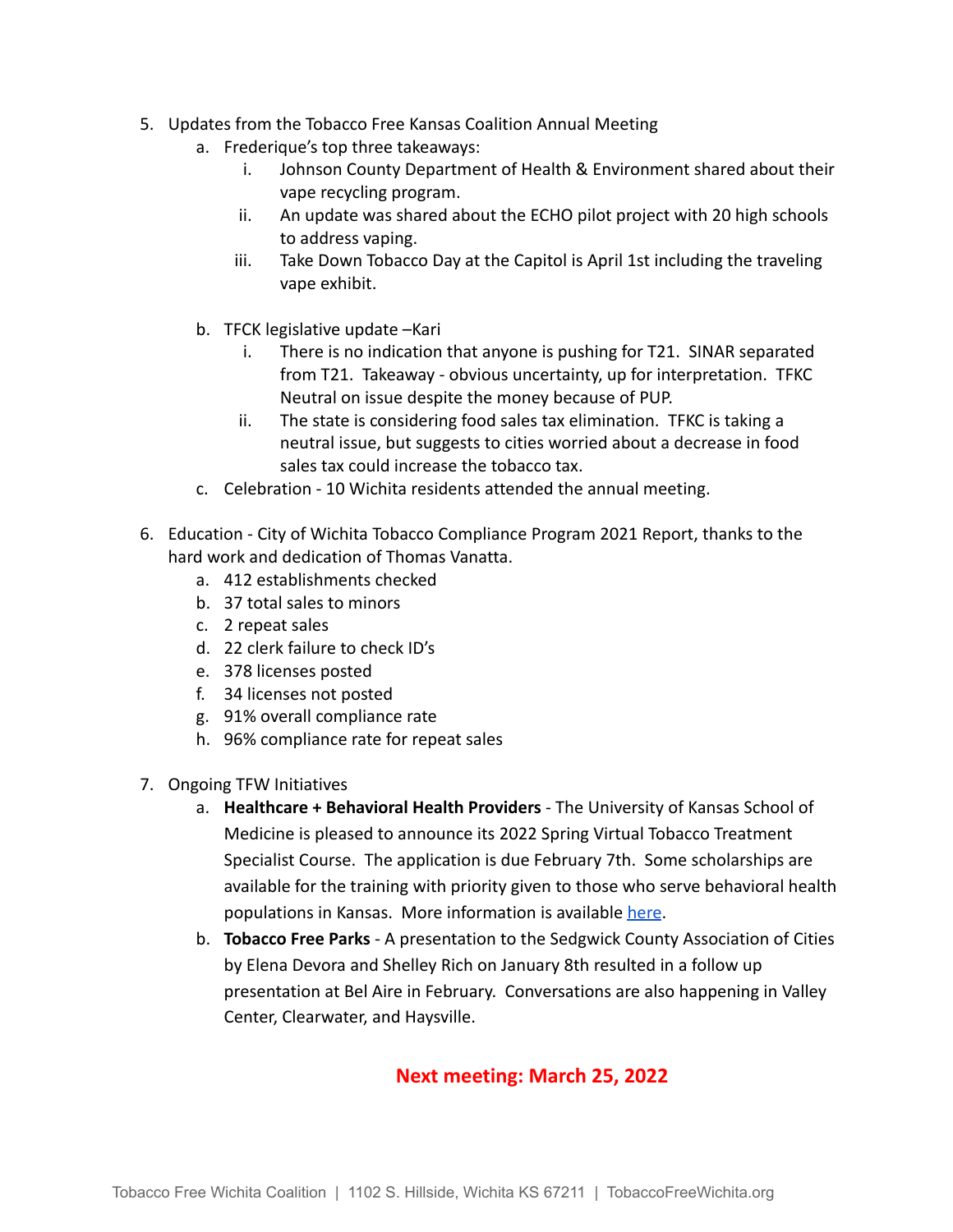5. Updates from the Tobacco Free Kansas Coalition Annual Meeting
    a. Frederique's top three takeaways:
        i. Johnson County Department of Health & Environment shared about their vape recycling program.
        ii. An update was shared about the ECHO pilot project with 20 high schools to address vaping.
        iii. Take Down Tobacco Day at the Capitol is April 1st including the traveling vape exhibit.

    b. TFCK legislative update –Kari
        i. There is no indication that anyone is pushing for T21. SINAR separated from T21. Takeaway - obvious uncertainty, up for interpretation. TFKC Neutral on issue despite the money because of PUP.
        ii. The state is considering food sales tax elimination. TFKC is taking a neutral issue, but suggests to cities worried about a decrease in food sales tax could increase the tobacco tax.
    c. Celebration - 10 Wichita residents attended the annual meeting.

6. Education - City of Wichita Tobacco Compliance Program 2021 Report, thanks to the hard work and dedication of Thomas Vanatta.
    a. 412 establishments checked
    b. 37 total sales to minors
    c. 2 repeat sales
    d. 22 clerk failure to check ID's
    e. 378 licenses posted
    f. 34 licenses not posted
    g. 91% overall compliance rate
    h. 96% compliance rate for repeat sales

7. Ongoing TFW Initiatives
    a. **Healthcare + Behavioral Health Providers** - The University of Kansas School of Medicine is pleased to announce its 2022 Spring Virtual Tobacco Treatment Specialist Course. The application is due February 7th. Some scholarships are available for the training with priority given to those who serve behavioral health populations in Kansas. More information is available here.
    b. **Tobacco Free Parks** - A presentation to the Sedgwick County Association of Cities by Elena Devora and Shelley Rich on January 8th resulted in a follow up presentation at Bel Aire in February. Conversations are also happening in Valley Center, Clearwater, and Haysville.

**Next meeting: March 25, 2022**